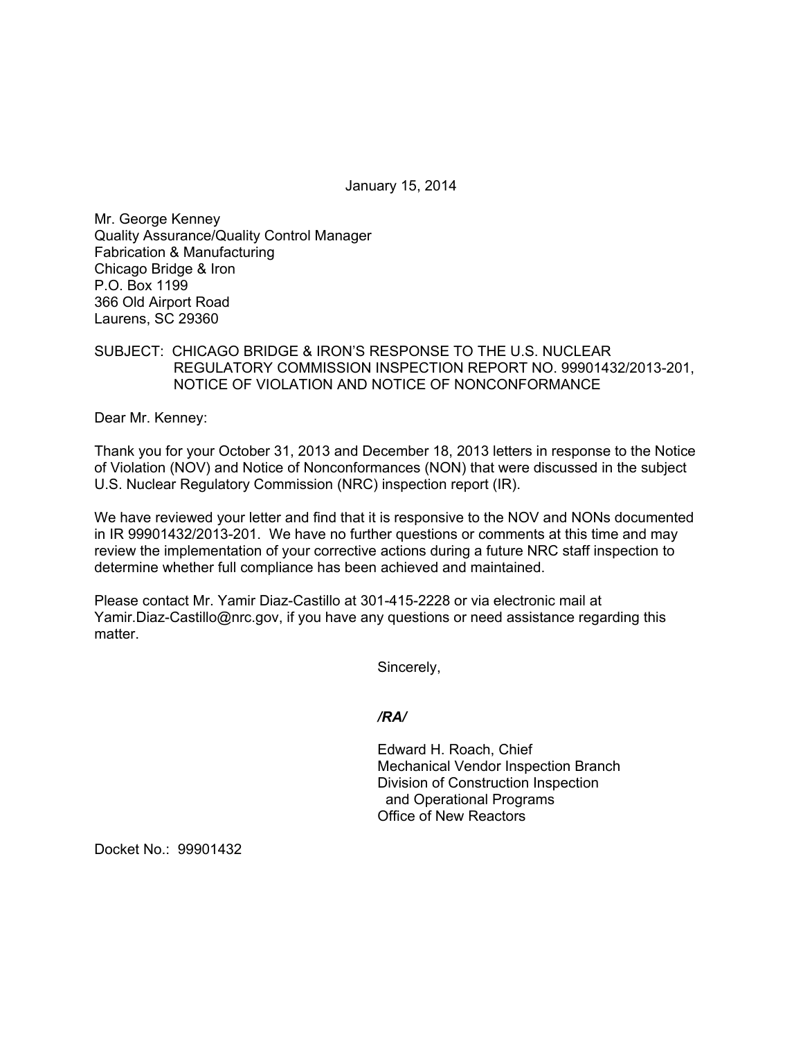January 15, 2014

Mr. George Kenney
Quality Assurance/Quality Control Manager
Fabrication & Manufacturing
Chicago Bridge & Iron
P.O. Box 1199
366 Old Airport Road
Laurens, SC 29360

SUBJECT: CHICAGO BRIDGE & IRON'S RESPONSE TO THE U.S. NUCLEAR REGULATORY COMMISSION INSPECTION REPORT NO. 99901432/2013-201, NOTICE OF VIOLATION AND NOTICE OF NONCONFORMANCE

Dear Mr. Kenney:

Thank you for your October 31, 2013 and December 18, 2013 letters in response to the Notice of Violation (NOV) and Notice of Nonconformances (NON) that were discussed in the subject U.S. Nuclear Regulatory Commission (NRC) inspection report (IR).

We have reviewed your letter and find that it is responsive to the NOV and NONs documented in IR 99901432/2013-201. We have no further questions or comments at this time and may review the implementation of your corrective actions during a future NRC staff inspection to determine whether full compliance has been achieved and maintained.

Please contact Mr. Yamir Diaz-Castillo at 301-415-2228 or via electronic mail at Yamir.Diaz-Castillo@nrc.gov, if you have any questions or need assistance regarding this matter.

Sincerely,

***/RA/***

Edward H. Roach, Chief
Mechanical Vendor Inspection Branch
Division of Construction Inspection
and Operational Programs
Office of New Reactors

Docket No.: 99901432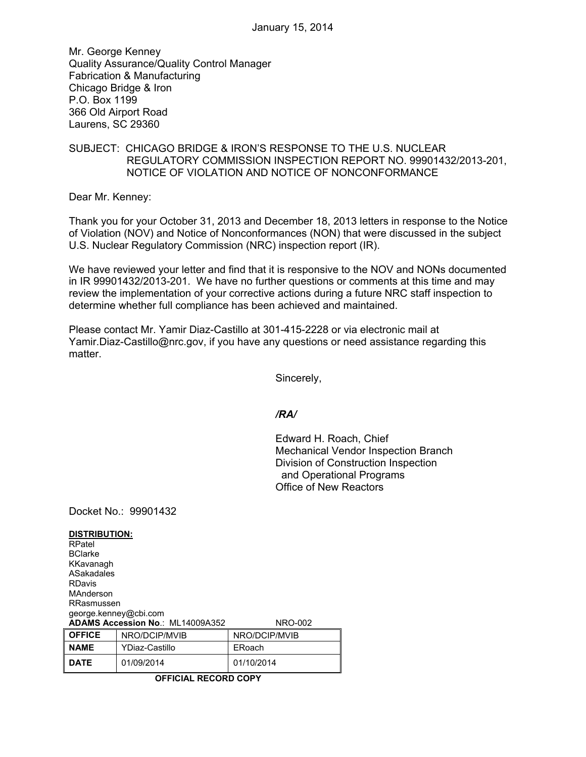January 15, 2014

Mr. George Kenney
Quality Assurance/Quality Control Manager
Fabrication & Manufacturing
Chicago Bridge & Iron
P.O. Box 1199
366 Old Airport Road
Laurens, SC 29360

SUBJECT: CHICAGO BRIDGE & IRON'S RESPONSE TO THE U.S. NUCLEAR REGULATORY COMMISSION INSPECTION REPORT NO. 99901432/2013-201, NOTICE OF VIOLATION AND NOTICE OF NONCONFORMANCE

Dear Mr. Kenney:

Thank you for your October 31, 2013 and December 18, 2013 letters in response to the Notice of Violation (NOV) and Notice of Nonconformances (NON) that were discussed in the subject U.S. Nuclear Regulatory Commission (NRC) inspection report (IR).

We have reviewed your letter and find that it is responsive to the NOV and NONs documented in IR 99901432/2013-201. We have no further questions or comments at this time and may review the implementation of your corrective actions during a future NRC staff inspection to determine whether full compliance has been achieved and maintained.

Please contact Mr. Yamir Diaz-Castillo at 301-415-2228 or via electronic mail at Yamir.Diaz-Castillo@nrc.gov, if you have any questions or need assistance regarding this matter.

Sincerely,

*/RA/*

Edward H. Roach, Chief
Mechanical Vendor Inspection Branch
Division of Construction Inspection
and Operational Programs
Office of New Reactors

Docket No.: 99901432

**DISTRIBUTION:**
RPatel
BClarke
KKavanagh
ASakadales
RDavis
MAnderson
RRasmussen
george.kenney@cbi.com

**ADAMS Accession No**.: ML14009A352 NRO-002

| **OFFICE** | NRO/DCIP/MVIB | NRO/DCIP/MVIB |
|---|---|---|
| **NAME** | YDiaz-Castillo | ERoach |
| **DATE** | 01/09/2014 | 01/10/2014 |

**OFFICIAL RECORD COPY**